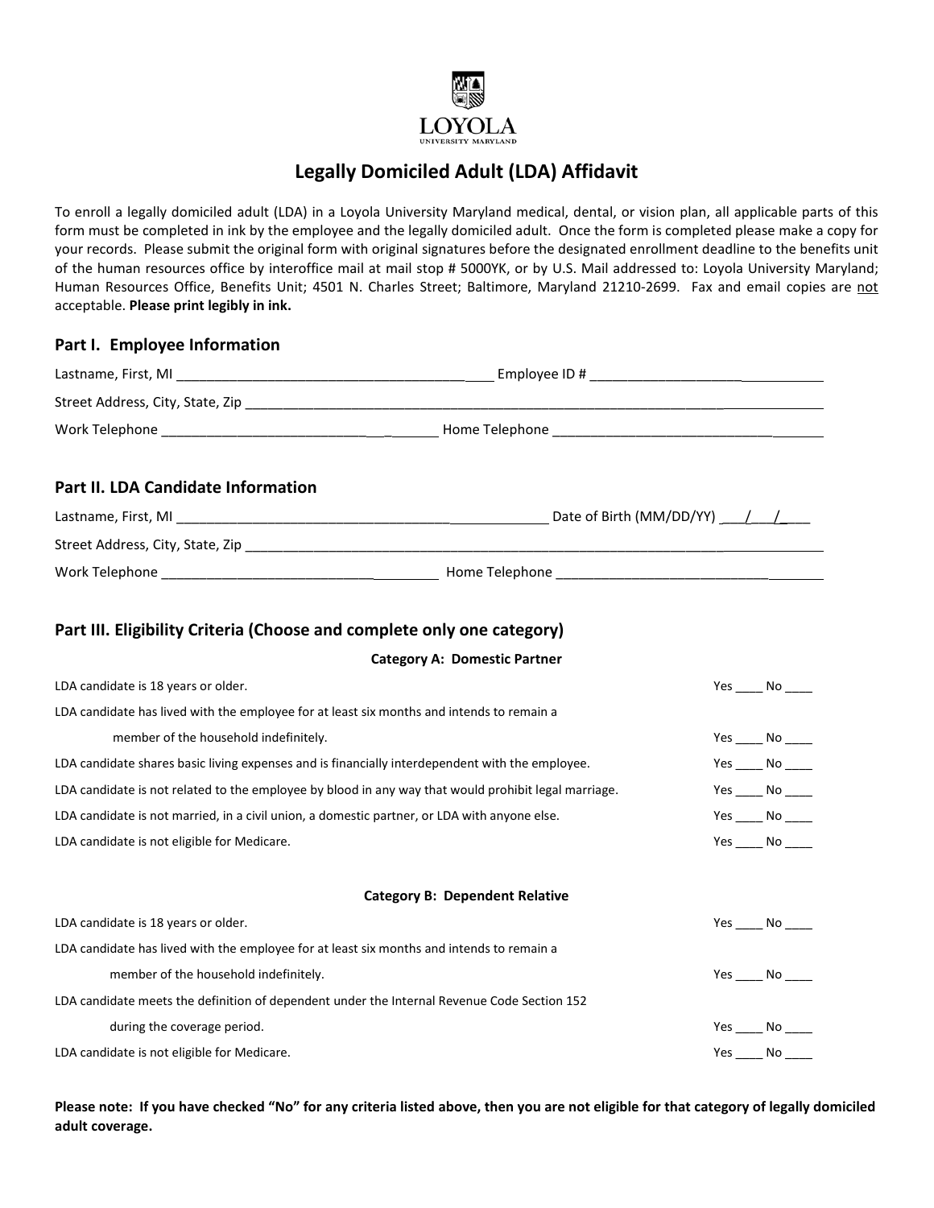LOYOLA
UNIVERSITY MARYLAND

# Legally Domiciled Adult (LDA) Affidavit

To enroll a legally domiciled adult (LDA) in a Loyola University Maryland medical, dental, or vision plan, all applicable parts of this form must be completed in ink by the employee and the legally domiciled adult. Once the form is completed please make a copy for your records. Please submit the original form with original signatures before the designated enrollment deadline to the benefits unit of the human resources office by interoffice mail at mail stop # 5000YK, or by U.S. Mail addressed to: Loyola University Maryland; Human Resources Office, Benefits Unit; 4501 N. Charles Street; Baltimore, Maryland 21210-2699. Fax and email copies are not acceptable. **Please print legibly in ink.**

## Part I. Employee Information

Lastname, First, MI ____________________________________________ Employee ID # ______________________________

Street Address, City, State, Zip ______________________________________________________________________________

Work Telephone ____________________________________ Home Telephone ____________________________________

## Part II. LDA Candidate Information

Lastname, First, MI ____________________________________________________ Date of Birth (MM/DD/YY) ___/___/____

Street Address, City, State, Zip ______________________________________________________________________________

Work Telephone ____________________________________ Home Telephone ____________________________________

## Part III. Eligibility Criteria (Choose and complete only one category)

### Category A: Domestic Partner

LDA candidate is 18 years or older. Yes ____ No ____

LDA candidate has lived with the employee for at least six months and intends to remain a member of the household indefinitely. Yes ____ No ____

LDA candidate shares basic living expenses and is financially interdependent with the employee. Yes ____ No ____

LDA candidate is not related to the employee by blood in any way that would prohibit legal marriage. Yes ____ No ____

LDA candidate is not married, in a civil union, a domestic partner, or LDA with anyone else. Yes ____ No ____

LDA candidate is not eligible for Medicare. Yes ____ No ____

### Category B: Dependent Relative

LDA candidate is 18 years or older. Yes ____ No ____

LDA candidate has lived with the employee for at least six months and intends to remain a member of the household indefinitely. Yes ____ No ____

LDA candidate meets the definition of dependent under the Internal Revenue Code Section 152 during the coverage period. Yes ____ No ____

LDA candidate is not eligible for Medicare. Yes ____ No ____

**Please note: If you have checked "No" for any criteria listed above, then you are not eligible for that category of legally domiciled adult coverage.**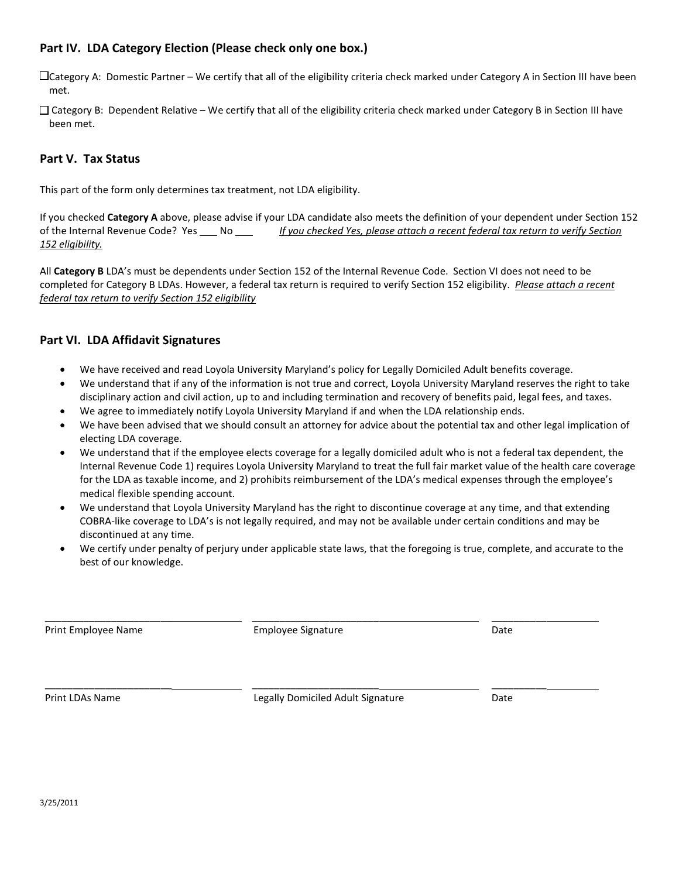## Part IV. LDA Category Election (Please check only one box.)

☐ Category A: Domestic Partner – We certify that all of the eligibility criteria check marked under Category A in Section III have been met.

☐ Category B: Dependent Relative – We certify that all of the eligibility criteria check marked under Category B in Section III have been met.

## Part V. Tax Status

This part of the form only determines tax treatment, not LDA eligibility.

If you checked **Category A** above, please advise if your LDA candidate also meets the definition of your dependent under Section 152 of the Internal Revenue Code? Yes ___ No ___ *If you checked Yes, please attach a recent federal tax return to verify Section 152 eligibility.*

All **Category B** LDA's must be dependents under Section 152 of the Internal Revenue Code. Section VI does not need to be completed for Category B LDAs. However, a federal tax return is required to verify Section 152 eligibility. *Please attach a recent federal tax return to verify Section 152 eligibility*

## Part VI. LDA Affidavit Signatures

- We have received and read Loyola University Maryland's policy for Legally Domiciled Adult benefits coverage.
- We understand that if any of the information is not true and correct, Loyola University Maryland reserves the right to take disciplinary action and civil action, up to and including termination and recovery of benefits paid, legal fees, and taxes.
- We agree to immediately notify Loyola University Maryland if and when the LDA relationship ends.
- We have been advised that we should consult an attorney for advice about the potential tax and other legal implication of electing LDA coverage.
- We understand that if the employee elects coverage for a legally domiciled adult who is not a federal tax dependent, the Internal Revenue Code 1) requires Loyola University Maryland to treat the full fair market value of the health care coverage for the LDA as taxable income, and 2) prohibits reimbursement of the LDA's medical expenses through the employee's medical flexible spending account.
- We understand that Loyola University Maryland has the right to discontinue coverage at any time, and that extending COBRA-like coverage to LDA's is not legally required, and may not be available under certain conditions and may be discontinued at any time.
- We certify under penalty of perjury under applicable state laws, that the foregoing is true, complete, and accurate to the best of our knowledge.

| | | |
|---|---|---|
| ______________________ | ______________________ | __________ |
| Print Employee Name | Employee Signature | Date |
| ______________________ | ______________________ | __________ |
| Print LDAs Name | Legally Domiciled Adult Signature | Date |

3/25/2011